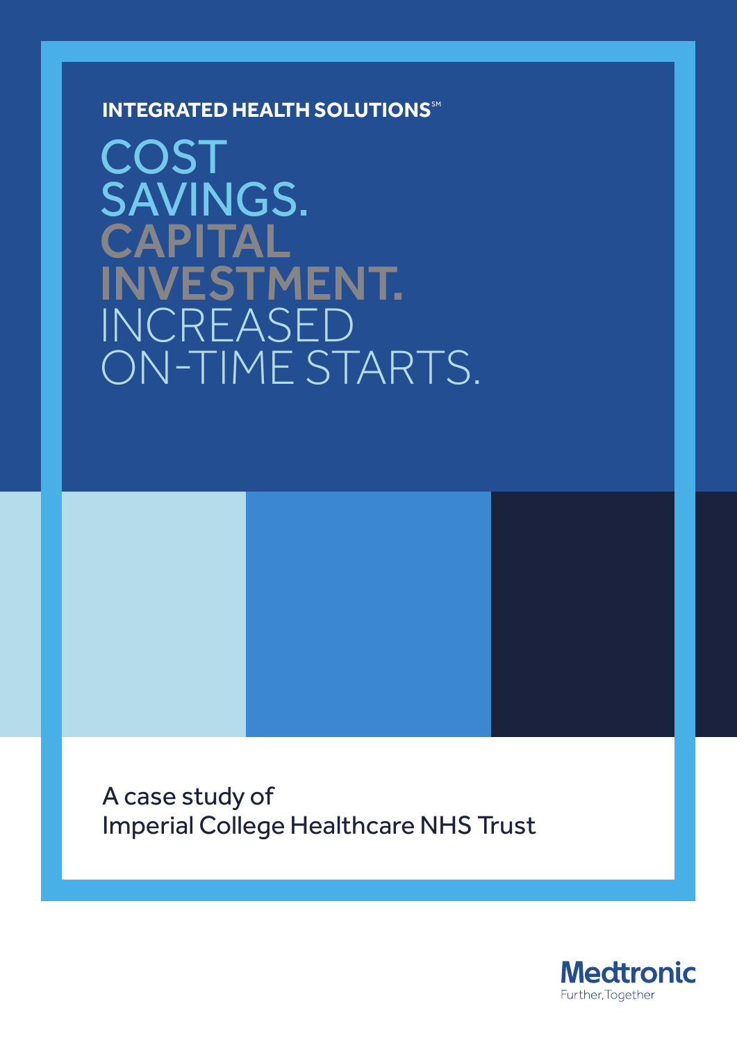**INTEGRATED HEALTH SOLUTIONS℠**

# COST SAVINGS. CAPITAL INVESTMENT. INCREASED ON-TIME STARTS.

A case study of
Imperial College Healthcare NHS Trust

Medtronic
Further, Together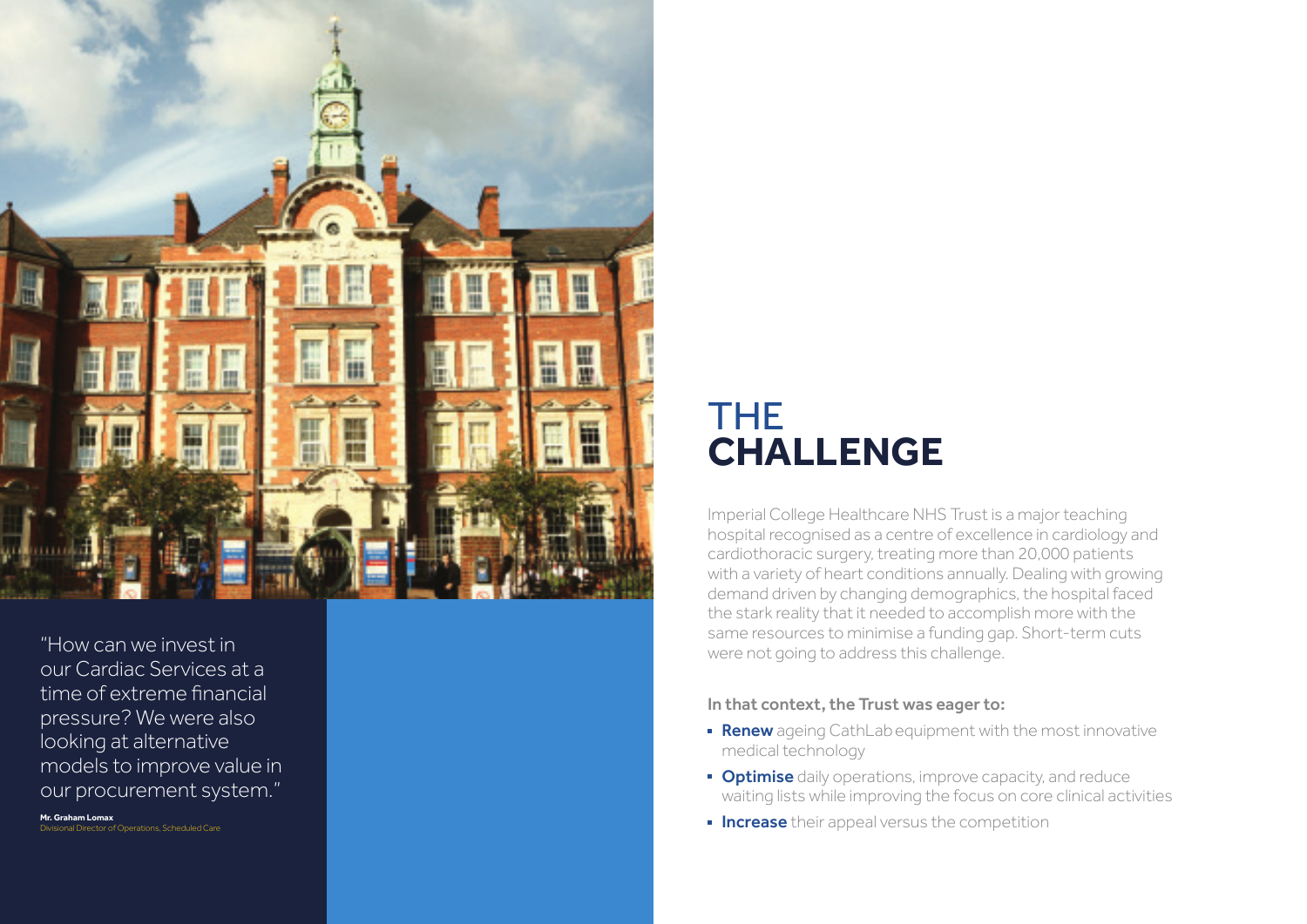"How can we invest in our Cardiac Services at a time of extreme financial pressure? We were also looking at alternative models to improve value in our procurement system."

**Mr. Graham Lomax**
Divisional Director of Operations, Scheduled Care

# THE **CHALLENGE**

Imperial College Healthcare NHS Trust is a major teaching hospital recognised as a centre of excellence in cardiology and cardiothoracic surgery, treating more than 20,000 patients with a variety of heart conditions annually. Dealing with growing demand driven by changing demographics, the hospital faced the stark reality that it needed to accomplish more with the same resources to minimise a funding gap. Short-term cuts were not going to address this challenge.

**In that context, the Trust was eager to:**

- **Renew** ageing CathLab equipment with the most innovative medical technology
- **Optimise** daily operations, improve capacity, and reduce waiting lists while improving the focus on core clinical activities
- **Increase** their appeal versus the competition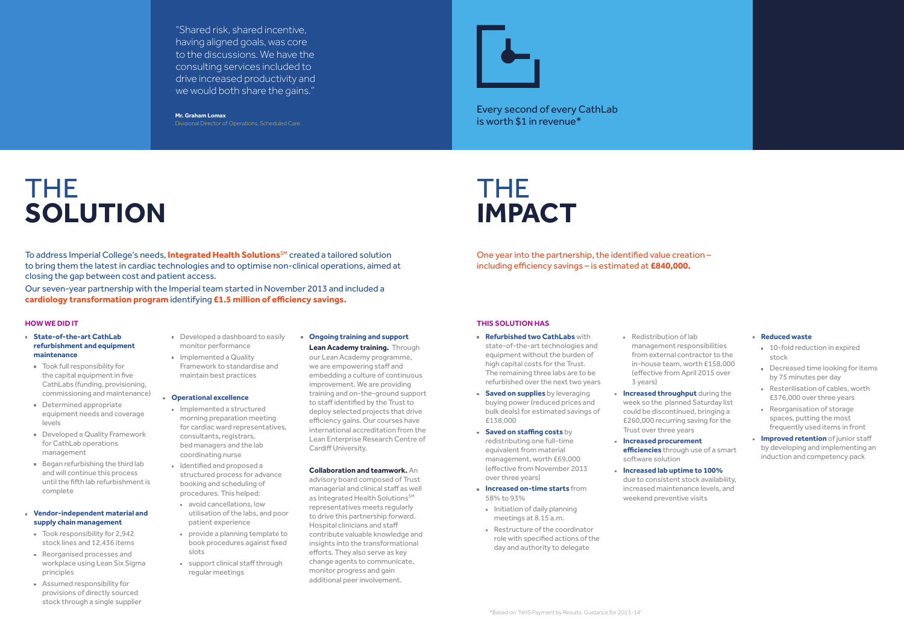"Shared risk, shared incentive, having aligned goals, was core to the discussions. We have the consulting services included to drive increased productivity and we would both share the gains."

**Mr. Graham Lomax**
Divisional Director of Operations, Scheduled Care

Every second of every CathLab is worth $1 in revenue*

# THE **SOLUTION**

To address Imperial College's needs, **Integrated Health Solutions**[SM] created a tailored solution to bring them the latest in cardiac technologies and to optimise non-clinical operations, aimed at closing the gap between cost and patient access.

Our seven-year partnership with the Imperial team started in November 2013 and included a **cardiology transformation program** identifying **£1.5 million of efficiency savings.**

### HOW WE DID IT

- **State-of-the-art CathLab refurbishment and equipment maintenance**
  - Took full responsibility for the capital equipment in five CathLabs (funding, provisioning, commissioning and maintenance)
  - Determined appropriate equipment needs and coverage levels
  - Developed a Quality Framework for CathLab operations management
  - Began refurbishing the third lab and will continue this process until the fifth lab refurbishment is complete
- **Vendor-independent material and supply chain management**
  - Took responsibility for 2,942 stock lines and 12,436 items
  - Reorganised processes and workplace using Lean Six Sigma principles
  - Assumed responsibility for provisions of directly sourced stock through a single supplier
  - Developed a dashboard to easily monitor performance
  - Implemented a Quality Framework to standardise and maintain best practices
- **Operational excellence**
  - Implemented a structured morning preparation meeting for cardiac ward representatives, consultants, registrars, bed managers and the lab coordinating nurse
  - Identified and proposed a structured process for advance booking and scheduling of procedures. This helped:
    - avoid cancellations, low utilisation of the labs, and poor patient experience
    - provide a planning template to book procedures against fixed slots
    - support clinical staff through regular meetings
- **Ongoing training and support**

  **Lean Academy training.** Through our Lean Academy programme, we are empowering staff and embedding a culture of continuous improvement. We are providing training and on-the-ground support to staff identified by the Trust to deploy selected projects that drive efficiency gains. Our courses have international accreditation from the Lean Enterprise Research Centre of Cardiff University.

  **Collaboration and teamwork.** An advisory board composed of Trust managerial and clinical staff as well as Integrated Health Solutions[SM] representatives meets regularly to drive this partnership forward. Hospital clinicians and staff contribute valuable knowledge and insights into the transformational efforts. They also serve as key change agents to communicate, monitor progress and gain additional peer involvement.

# THE **IMPACT**

One year into the partnership, the identified value creation – including efficiency savings – is estimated at **£840,000.**

### THIS SOLUTION HAS

- **Refurbished two CathLabs** with state-of-the-art technologies and equipment without the burden of high capital costs for the Trust. The remaining three labs are to be refurbished over the next two years
- **Saved on supplies** by leveraging buying power (reduced prices and bulk deals) for estimated savings of £138,000
- **Saved on staffing costs** by redistributing one full-time equivalent from material management, worth £69,000 (effective from November 2013 over three years)
- **Increased on-time starts** from 58% to 93%
  - Initiation of daily planning meetings at 8.15 a.m.
  - Restructure of the coordinator role with specified actions of the day and authority to delegate
  - Redistribution of lab management responsibilities from external contractor to the in-house team, worth £158,000 (effective from April 2015 over 3 years)
- **Increased throughput** during the week so the planned Saturday list could be discontinued, bringing a £260,000 recurring saving for the Trust over three years
- **Increased procurement efficiencies** through use of a smart software solution
- **Increased lab uptime to 100%** due to consistent stock availability, increased maintenance levels, and weekend preventive visits
- **Reduced waste**
  - 10-fold reduction in expired stock
  - Decreased time looking for items by 75 minutes per day
  - Resterilisation of cables, worth £376,000 over three years
  - Reorganisation of storage spaces, putting the most frequently used items in front
- **Improved retention** of junior staff by developing and implementing an induction and competency pack

*Based on "NHS Payment by Results. Guidance for 2013-14"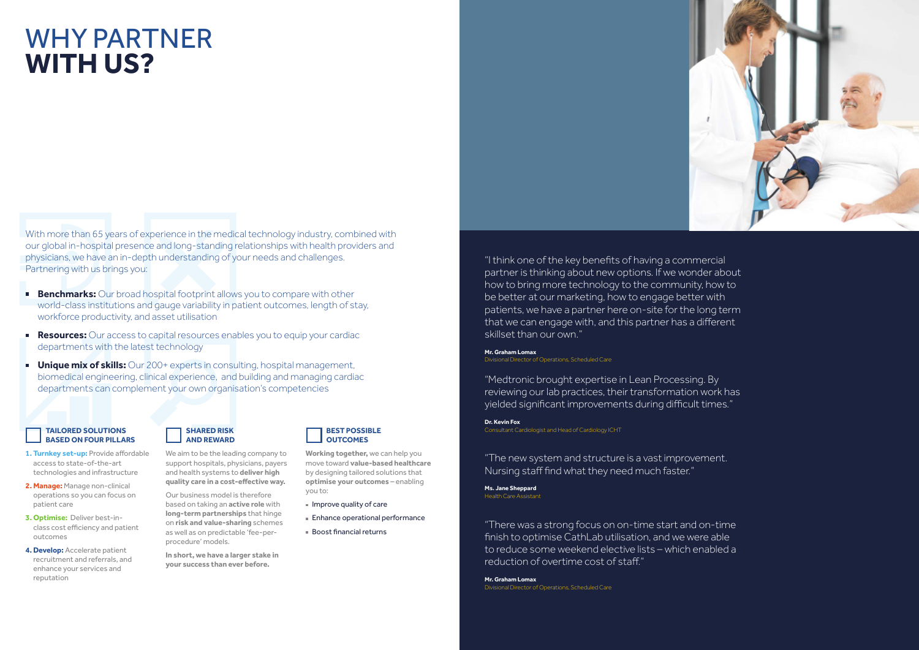# WHY PARTNER **WITH US?**

With more than 65 years of experience in the medical technology industry, combined with our global in-hospital presence and long-standing relationships with health providers and physicians, we have an in-depth understanding of your needs and challenges. Partnering with us brings you:

- **Benchmarks:** Our broad hospital footprint allows you to compare with other world-class institutions and gauge variability in patient outcomes, length of stay, workforce productivity, and asset utilisation
- **Resources:** Our access to capital resources enables you to equip your cardiac departments with the latest technology
- **Unique mix of skills:** Our 200+ experts in consulting, hospital management, biomedical engineering, clinical experience, and building and managing cardiac departments can complement your own organisation's competencies

### TAILORED SOLUTIONS BASED ON FOUR PILLARS

1. **Turnkey set-up:** Provide affordable access to state-of-the-art technologies and infrastructure
2. **Manage:** Manage non-clinical operations so you can focus on patient care
3. **Optimise:** Deliver best-in-class cost efficiency and patient outcomes
4. **Develop:** Accelerate patient recruitment and referrals, and enhance your services and reputation

### SHARED RISK AND REWARD

We aim to be the leading company to support hospitals, physicians, payers and health systems to **deliver high quality care in a cost-effective way.**

Our business model is therefore based on taking an **active role** with **long-term partnerships** that hinge on **risk and value-sharing** schemes as well as on predictable 'fee-per-procedure' models.

**In short, we have a larger stake in your success than ever before.**

### BEST POSSIBLE OUTCOMES

**Working together,** we can help you move toward **value-based healthcare** by designing tailored solutions that **optimise your outcomes** – enabling you to:

- Improve quality of care
- Enhance operational performance
- Boost financial returns

"I think one of the key benefits of having a commercial partner is thinking about new options. If we wonder about how to bring more technology to the community, how to be better at our marketing, how to engage better with patients, we have a partner here on-site for the long term that we can engage with, and this partner has a different skillset than our own."

**Mr. Graham Lomax**
Divisional Director of Operations, Scheduled Care

"Medtronic brought expertise in Lean Processing. By reviewing our lab practices, their transformation work has yielded significant improvements during difficult times."

**Dr. Kevin Fox**
Consultant Cardiologist and Head of Cardiology ICHT

"The new system and structure is a vast improvement. Nursing staff find what they need much faster."

**Ms. Jane Sheppard**
Health Care Assistant

"There was a strong focus on on-time start and on-time finish to optimise CathLab utilisation, and we were able to reduce some weekend elective lists – which enabled a reduction of overtime cost of staff."

**Mr. Graham Lomax**
Divisional Director of Operations, Scheduled Care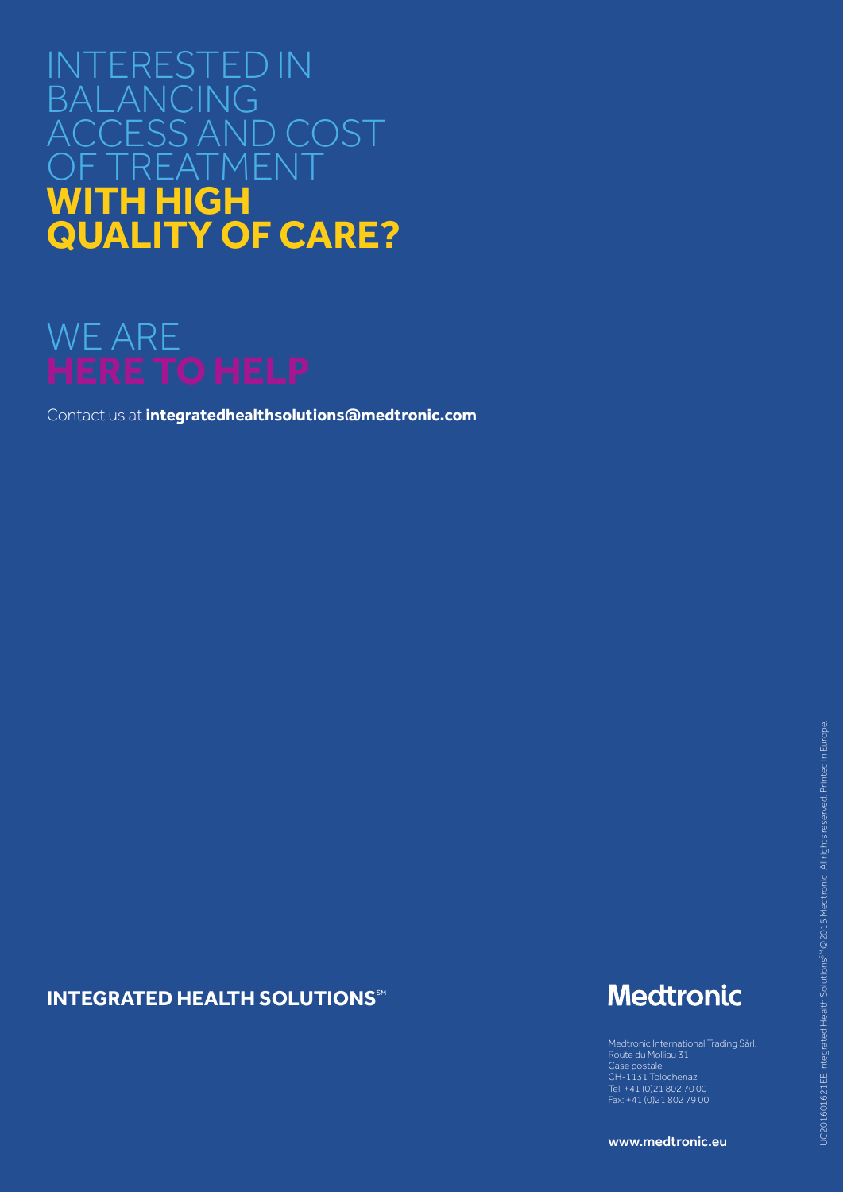# INTERESTED IN BALANCING ACCESS AND COST OF TREATMENT **WITH HIGH QUALITY OF CARE?**

## WE ARE **HERE TO HELP**

Contact us at **integratedhealthsolutions@medtronic.com**

**INTEGRATED HEALTH SOLUTIONS℠**

**Medtronic**

Medtronic International Trading Sàrl.
Route du Molliau 31
Case postale
CH-1131 Tolochenaz
Tel: +41 (0)21 802 70 00
Fax: +41 (0)21 802 79 00

**www.medtronic.eu**

UC201601621EE Integrated Health Solutions℠ ©2015 Medtronic. All rights reserved. Printed in Europe.